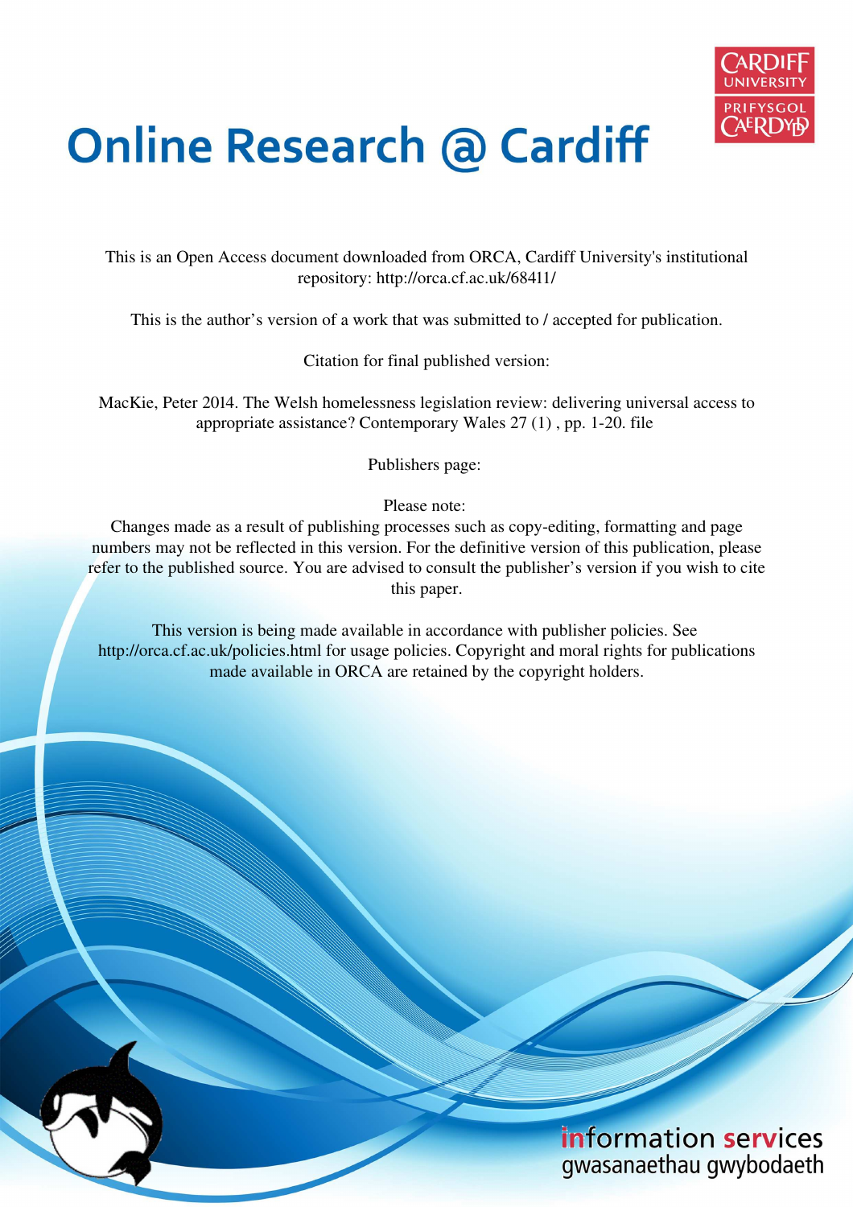# Online Research @ Cardiff

This is an Open Access document downloaded from ORCA, Cardiff University's institutional repository: http://orca.cf.ac.uk/68411/

This is the author's version of a work that was submitted to / accepted for publication.

Citation for final published version:

MacKie, Peter 2014. The Welsh homelessness legislation review: delivering universal access to appropriate assistance? Contemporary Wales 27 (1) , pp. 1-20. file

Publishers page:

Please note:
Changes made as a result of publishing processes such as copy-editing, formatting and page numbers may not be reflected in this version. For the definitive version of this publication, please refer to the published source. You are advised to consult the publisher's version if you wish to cite this paper.

This version is being made available in accordance with publisher policies. See http://orca.cf.ac.uk/policies.html for usage policies. Copyright and moral rights for publications made available in ORCA are retained by the copyright holders.

information services
gwasanaethau gwybodaeth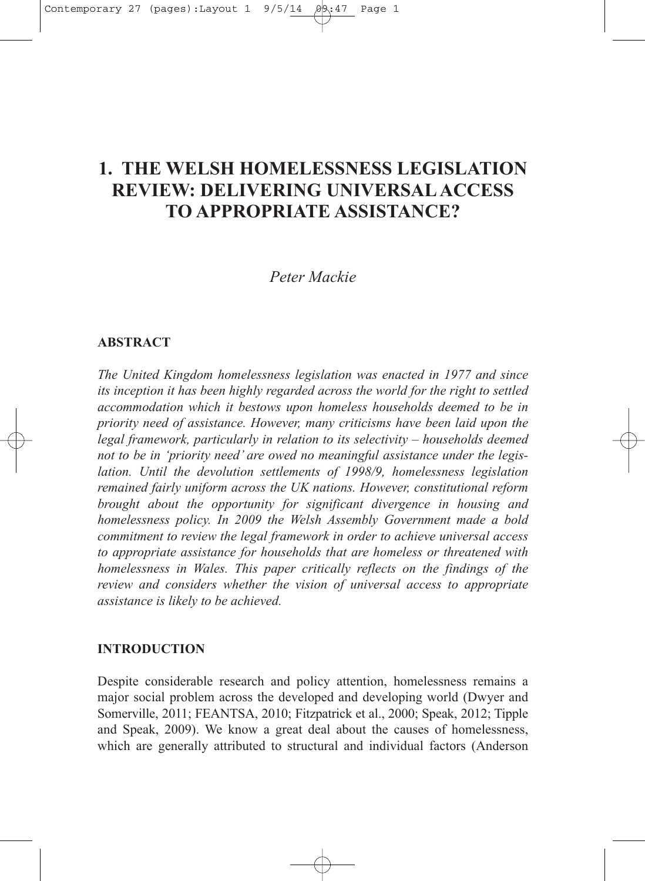# 1. THE WELSH HOMELESSNESS LEGISLATION REVIEW: DELIVERING UNIVERSAL ACCESS TO APPROPRIATE ASSISTANCE?

*Peter Mackie*

## ABSTRACT

*The United Kingdom homelessness legislation was enacted in 1977 and since its inception it has been highly regarded across the world for the right to settled accommodation which it bestows upon homeless households deemed to be in priority need of assistance. However, many criticisms have been laid upon the legal framework, particularly in relation to its selectivity – households deemed not to be in 'priority need' are owed no meaningful assistance under the legislation. Until the devolution settlements of 1998/9, homelessness legislation remained fairly uniform across the UK nations. However, constitutional reform brought about the opportunity for significant divergence in housing and homelessness policy. In 2009 the Welsh Assembly Government made a bold commitment to review the legal framework in order to achieve universal access to appropriate assistance for households that are homeless or threatened with homelessness in Wales. This paper critically reflects on the findings of the review and considers whether the vision of universal access to appropriate assistance is likely to be achieved.*

## INTRODUCTION

Despite considerable research and policy attention, homelessness remains a major social problem across the developed and developing world (Dwyer and Somerville, 2011; FEANTSA, 2010; Fitzpatrick et al., 2000; Speak, 2012; Tipple and Speak, 2009). We know a great deal about the causes of homelessness, which are generally attributed to structural and individual factors (Anderson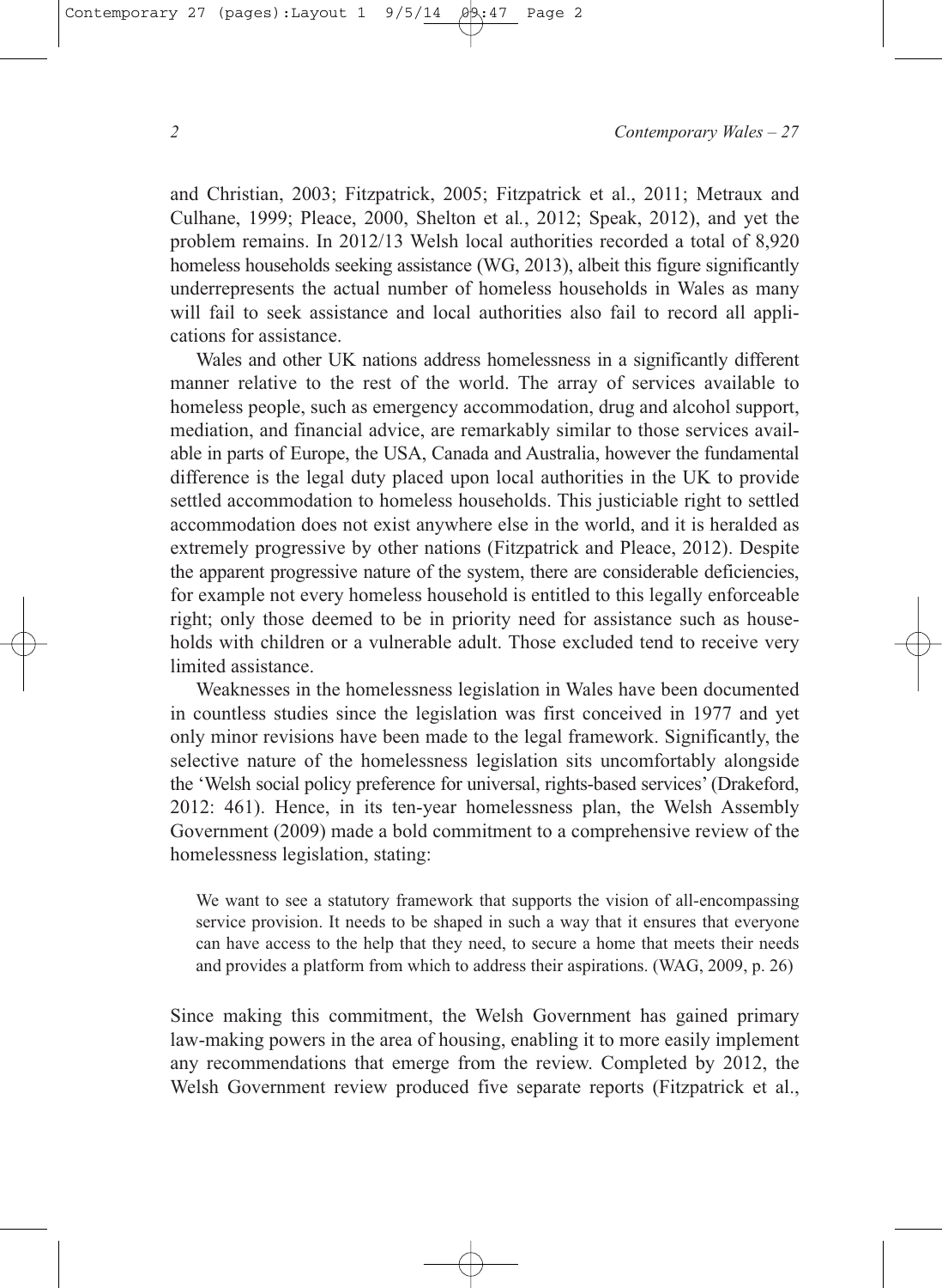and Christian, 2003; Fitzpatrick, 2005; Fitzpatrick et al., 2011; Metraux and Culhane, 1999; Pleace, 2000, Shelton et al., 2012; Speak, 2012), and yet the problem remains. In 2012/13 Welsh local authorities recorded a total of 8,920 homeless households seeking assistance (WG, 2013), albeit this figure significantly underrepresents the actual number of homeless households in Wales as many will fail to seek assistance and local authorities also fail to record all applications for assistance.

Wales and other UK nations address homelessness in a significantly different manner relative to the rest of the world. The array of services available to homeless people, such as emergency accommodation, drug and alcohol support, mediation, and financial advice, are remarkably similar to those services available in parts of Europe, the USA, Canada and Australia, however the fundamental difference is the legal duty placed upon local authorities in the UK to provide settled accommodation to homeless households. This justiciable right to settled accommodation does not exist anywhere else in the world, and it is heralded as extremely progressive by other nations (Fitzpatrick and Pleace, 2012). Despite the apparent progressive nature of the system, there are considerable deficiencies, for example not every homeless household is entitled to this legally enforceable right; only those deemed to be in priority need for assistance such as households with children or a vulnerable adult. Those excluded tend to receive very limited assistance.

Weaknesses in the homelessness legislation in Wales have been documented in countless studies since the legislation was first conceived in 1977 and yet only minor revisions have been made to the legal framework. Significantly, the selective nature of the homelessness legislation sits uncomfortably alongside the 'Welsh social policy preference for universal, rights-based services' (Drakeford, 2012: 461). Hence, in its ten-year homelessness plan, the Welsh Assembly Government (2009) made a bold commitment to a comprehensive review of the homelessness legislation, stating:

> We want to see a statutory framework that supports the vision of all-encompassing service provision. It needs to be shaped in such a way that it ensures that everyone can have access to the help that they need, to secure a home that meets their needs and provides a platform from which to address their aspirations. (WAG, 2009, p. 26)

Since making this commitment, the Welsh Government has gained primary law-making powers in the area of housing, enabling it to more easily implement any recommendations that emerge from the review. Completed by 2012, the Welsh Government review produced five separate reports (Fitzpatrick et al.,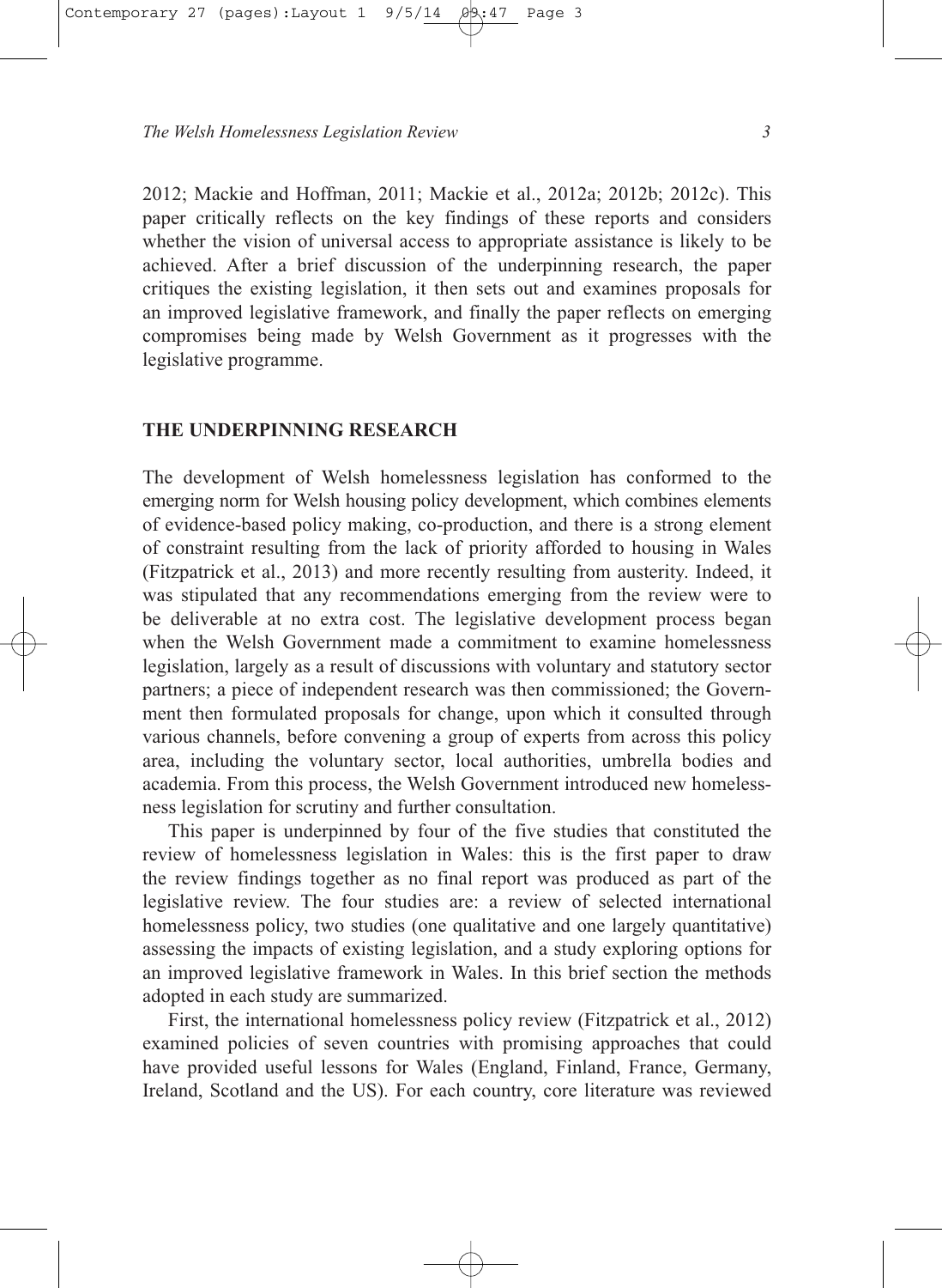2012; Mackie and Hoffman, 2011; Mackie et al., 2012a; 2012b; 2012c). This paper critically reflects on the key findings of these reports and considers whether the vision of universal access to appropriate assistance is likely to be achieved. After a brief discussion of the underpinning research, the paper critiques the existing legislation, it then sets out and examines proposals for an improved legislative framework, and finally the paper reflects on emerging compromises being made by Welsh Government as it progresses with the legislative programme.

## THE UNDERPINNING RESEARCH

The development of Welsh homelessness legislation has conformed to the emerging norm for Welsh housing policy development, which combines elements of evidence-based policy making, co-production, and there is a strong element of constraint resulting from the lack of priority afforded to housing in Wales (Fitzpatrick et al., 2013) and more recently resulting from austerity. Indeed, it was stipulated that any recommendations emerging from the review were to be deliverable at no extra cost. The legislative development process began when the Welsh Government made a commitment to examine homelessness legislation, largely as a result of discussions with voluntary and statutory sector partners; a piece of independent research was then commissioned; the Government then formulated proposals for change, upon which it consulted through various channels, before convening a group of experts from across this policy area, including the voluntary sector, local authorities, umbrella bodies and academia. From this process, the Welsh Government introduced new homelessness legislation for scrutiny and further consultation.

This paper is underpinned by four of the five studies that constituted the review of homelessness legislation in Wales: this is the first paper to draw the review findings together as no final report was produced as part of the legislative review. The four studies are: a review of selected international homelessness policy, two studies (one qualitative and one largely quantitative) assessing the impacts of existing legislation, and a study exploring options for an improved legislative framework in Wales. In this brief section the methods adopted in each study are summarized.

First, the international homelessness policy review (Fitzpatrick et al., 2012) examined policies of seven countries with promising approaches that could have provided useful lessons for Wales (England, Finland, France, Germany, Ireland, Scotland and the US). For each country, core literature was reviewed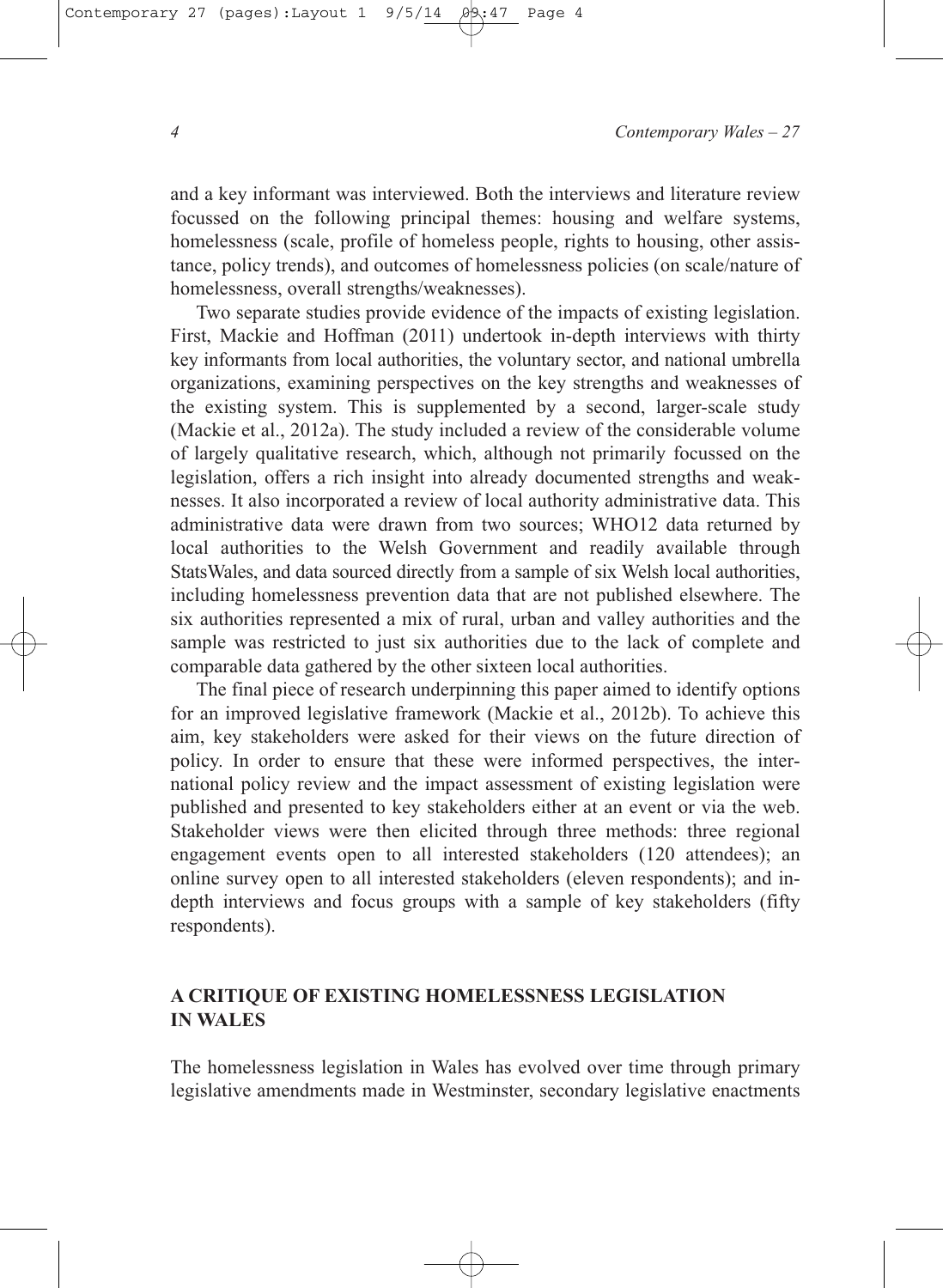and a key informant was interviewed. Both the interviews and literature review focussed on the following principal themes: housing and welfare systems, homelessness (scale, profile of homeless people, rights to housing, other assistance, policy trends), and outcomes of homelessness policies (on scale/nature of homelessness, overall strengths/weaknesses).

Two separate studies provide evidence of the impacts of existing legislation. First, Mackie and Hoffman (2011) undertook in-depth interviews with thirty key informants from local authorities, the voluntary sector, and national umbrella organizations, examining perspectives on the key strengths and weaknesses of the existing system. This is supplemented by a second, larger-scale study (Mackie et al., 2012a). The study included a review of the considerable volume of largely qualitative research, which, although not primarily focussed on the legislation, offers a rich insight into already documented strengths and weaknesses. It also incorporated a review of local authority administrative data. This administrative data were drawn from two sources; WHO12 data returned by local authorities to the Welsh Government and readily available through StatsWales, and data sourced directly from a sample of six Welsh local authorities, including homelessness prevention data that are not published elsewhere. The six authorities represented a mix of rural, urban and valley authorities and the sample was restricted to just six authorities due to the lack of complete and comparable data gathered by the other sixteen local authorities.

The final piece of research underpinning this paper aimed to identify options for an improved legislative framework (Mackie et al., 2012b). To achieve this aim, key stakeholders were asked for their views on the future direction of policy. In order to ensure that these were informed perspectives, the international policy review and the impact assessment of existing legislation were published and presented to key stakeholders either at an event or via the web. Stakeholder views were then elicited through three methods: three regional engagement events open to all interested stakeholders (120 attendees); an online survey open to all interested stakeholders (eleven respondents); and in-depth interviews and focus groups with a sample of key stakeholders (fifty respondents).

## A CRITIQUE OF EXISTING HOMELESSNESS LEGISLATION IN WALES

The homelessness legislation in Wales has evolved over time through primary legislative amendments made in Westminster, secondary legislative enactments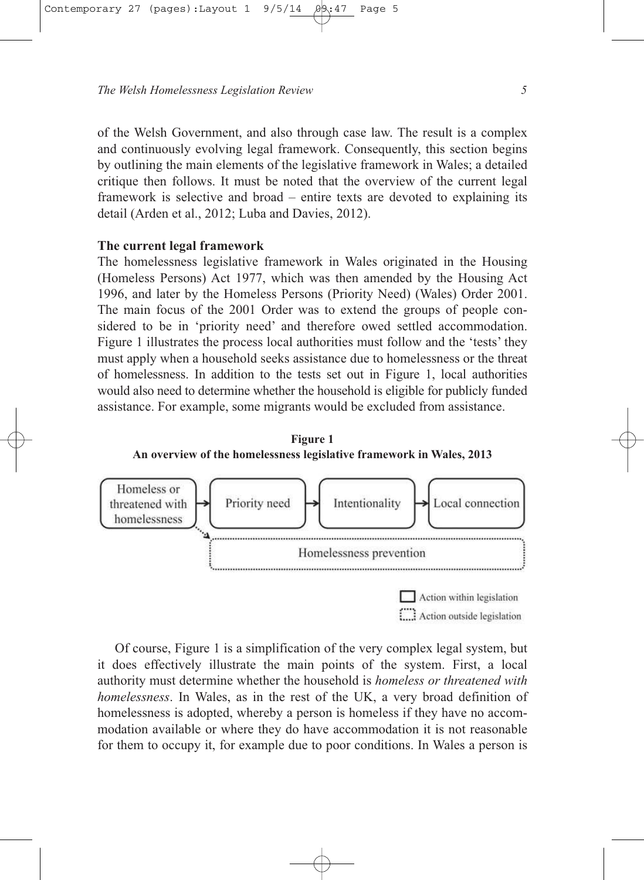of the Welsh Government, and also through case law. The result is a complex and continuously evolving legal framework. Consequently, this section begins by outlining the main elements of the legislative framework in Wales; a detailed critique then follows. It must be noted that the overview of the current legal framework is selective and broad – entire texts are devoted to explaining its detail (Arden et al., 2012; Luba and Davies, 2012).

**The current legal framework**

The homelessness legislative framework in Wales originated in the Housing (Homeless Persons) Act 1977, which was then amended by the Housing Act 1996, and later by the Homeless Persons (Priority Need) (Wales) Order 2001. The main focus of the 2001 Order was to extend the groups of people considered to be in 'priority need' and therefore owed settled accommodation. Figure 1 illustrates the process local authorities must follow and the 'tests' they must apply when a household seeks assistance due to homelessness or the threat of homelessness. In addition to the tests set out in Figure 1, local authorities would also need to determine whether the household is eligible for publicly funded assistance. For example, some migrants would be excluded from assistance.

**Figure 1**
**An overview of the homelessness legislative framework in Wales, 2013**

Homeless or threatened with homelessness → Priority need → Intentionality → Local connection

Homeless or threatened with homelessness ⇢ Homelessness prevention

Action within legislation
Action outside legislation

Of course, Figure 1 is a simplification of the very complex legal system, but it does effectively illustrate the main points of the system. First, a local authority must determine whether the household is *homeless or threatened with homelessness*. In Wales, as in the rest of the UK, a very broad definition of homelessness is adopted, whereby a person is homeless if they have no accommodation available or where they do have accommodation it is not reasonable for them to occupy it, for example due to poor conditions. In Wales a person is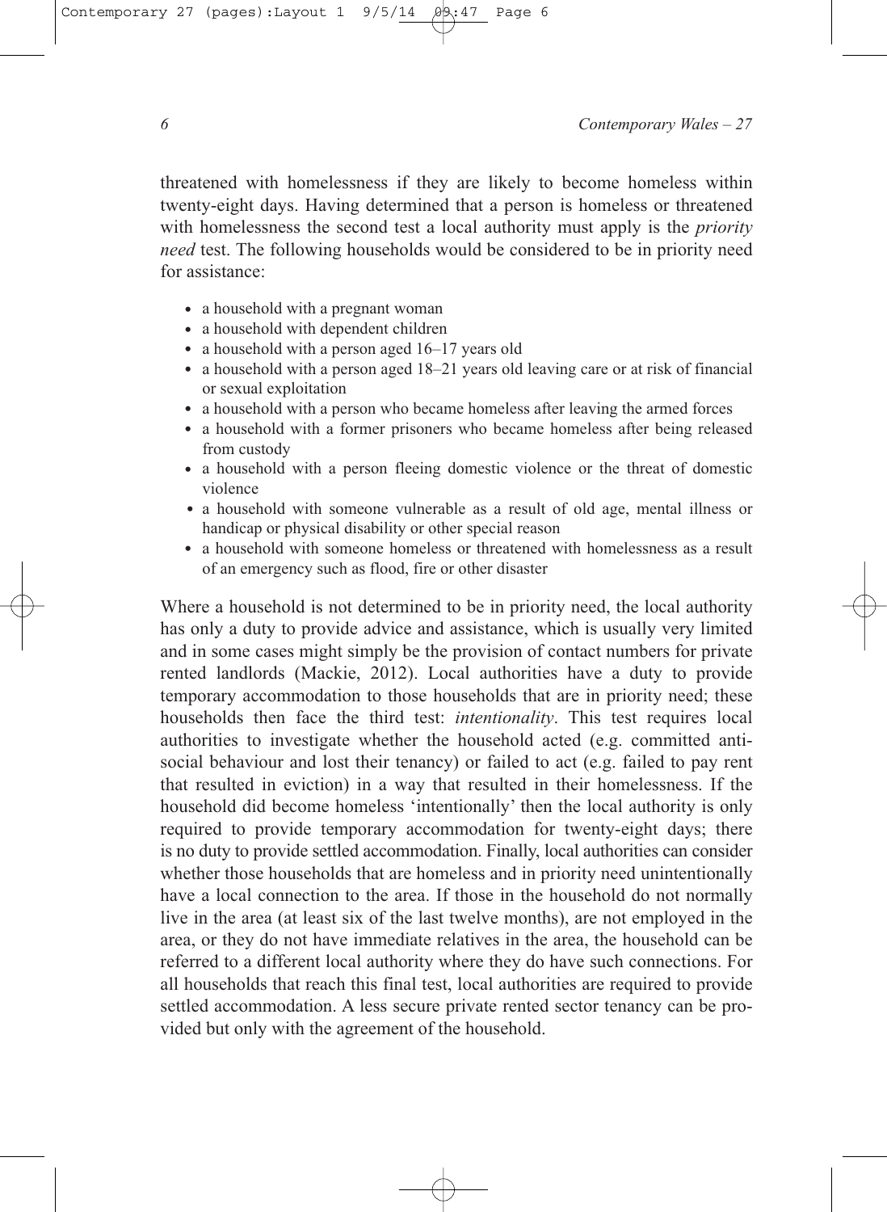threatened with homelessness if they are likely to become homeless within twenty-eight days. Having determined that a person is homeless or threatened with homelessness the second test a local authority must apply is the *priority need* test. The following households would be considered to be in priority need for assistance:

- a household with a pregnant woman
- a household with dependent children
- a household with a person aged 16–17 years old
- a household with a person aged 18–21 years old leaving care or at risk of financial or sexual exploitation
- a household with a person who became homeless after leaving the armed forces
- a household with a former prisoners who became homeless after being released from custody
- a household with a person fleeing domestic violence or the threat of domestic violence
- a household with someone vulnerable as a result of old age, mental illness or handicap or physical disability or other special reason
- a household with someone homeless or threatened with homelessness as a result of an emergency such as flood, fire or other disaster

Where a household is not determined to be in priority need, the local authority has only a duty to provide advice and assistance, which is usually very limited and in some cases might simply be the provision of contact numbers for private rented landlords (Mackie, 2012). Local authorities have a duty to provide temporary accommodation to those households that are in priority need; these households then face the third test: *intentionality*. This test requires local authorities to investigate whether the household acted (e.g. committed anti-social behaviour and lost their tenancy) or failed to act (e.g. failed to pay rent that resulted in eviction) in a way that resulted in their homelessness. If the household did become homeless 'intentionally' then the local authority is only required to provide temporary accommodation for twenty-eight days; there is no duty to provide settled accommodation. Finally, local authorities can consider whether those households that are homeless and in priority need unintentionally have a local connection to the area. If those in the household do not normally live in the area (at least six of the last twelve months), are not employed in the area, or they do not have immediate relatives in the area, the household can be referred to a different local authority where they do have such connections. For all households that reach this final test, local authorities are required to provide settled accommodation. A less secure private rented sector tenancy can be provided but only with the agreement of the household.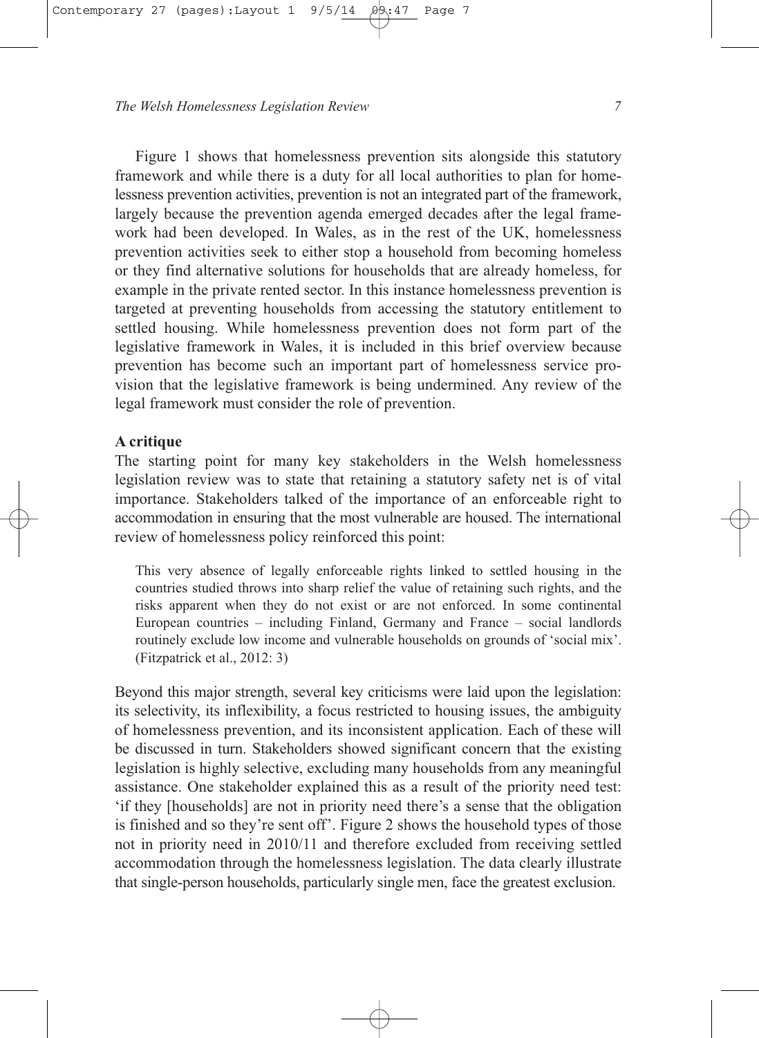Figure 1 shows that homelessness prevention sits alongside this statutory framework and while there is a duty for all local authorities to plan for homelessness prevention activities, prevention is not an integrated part of the framework, largely because the prevention agenda emerged decades after the legal framework had been developed. In Wales, as in the rest of the UK, homelessness prevention activities seek to either stop a household from becoming homeless or they find alternative solutions for households that are already homeless, for example in the private rented sector. In this instance homelessness prevention is targeted at preventing households from accessing the statutory entitlement to settled housing. While homelessness prevention does not form part of the legislative framework in Wales, it is included in this brief overview because prevention has become such an important part of homelessness service provision that the legislative framework is being undermined. Any review of the legal framework must consider the role of prevention.

### A critique

The starting point for many key stakeholders in the Welsh homelessness legislation review was to state that retaining a statutory safety net is of vital importance. Stakeholders talked of the importance of an enforceable right to accommodation in ensuring that the most vulnerable are housed. The international review of homelessness policy reinforced this point:

> This very absence of legally enforceable rights linked to settled housing in the countries studied throws into sharp relief the value of retaining such rights, and the risks apparent when they do not exist or are not enforced. In some continental European countries – including Finland, Germany and France – social landlords routinely exclude low income and vulnerable households on grounds of 'social mix'. (Fitzpatrick et al., 2012: 3)

Beyond this major strength, several key criticisms were laid upon the legislation: its selectivity, its inflexibility, a focus restricted to housing issues, the ambiguity of homelessness prevention, and its inconsistent application. Each of these will be discussed in turn. Stakeholders showed significant concern that the existing legislation is highly selective, excluding many households from any meaningful assistance. One stakeholder explained this as a result of the priority need test: 'if they [households] are not in priority need there's a sense that the obligation is finished and so they're sent off'. Figure 2 shows the household types of those not in priority need in 2010/11 and therefore excluded from receiving settled accommodation through the homelessness legislation. The data clearly illustrate that single-person households, particularly single men, face the greatest exclusion.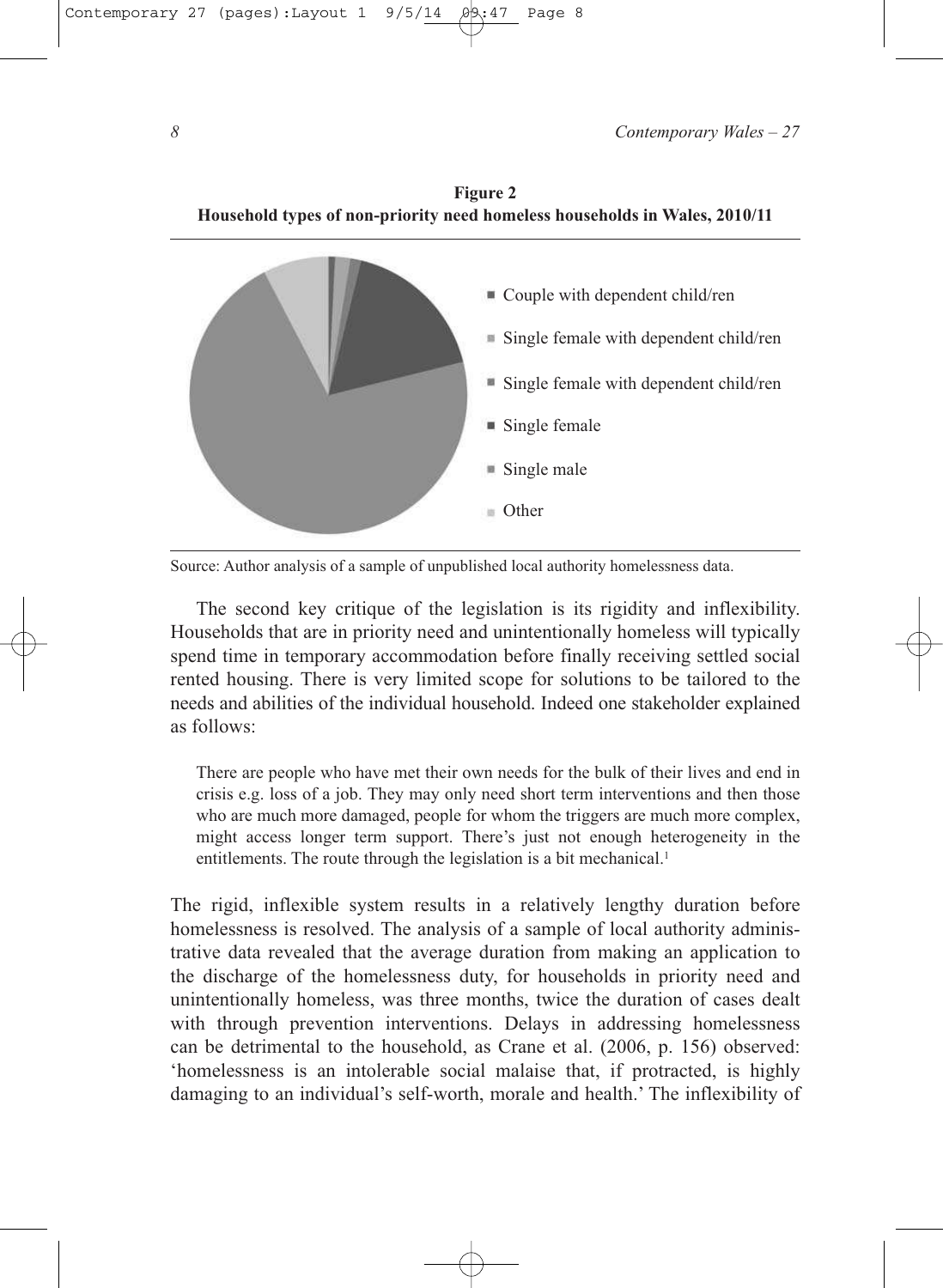**Figure 2**
**Household types of non-priority need homeless households in Wales, 2010/11**

- Couple with dependent child/ren
- Single female with dependent child/ren
- Single female with dependent child/ren
- Single female
- Single male
- Other

Source: Author analysis of a sample of unpublished local authority homelessness data.

The second key critique of the legislation is its rigidity and inflexibility. Households that are in priority need and unintentionally homeless will typically spend time in temporary accommodation before finally receiving settled social rented housing. There is very limited scope for solutions to be tailored to the needs and abilities of the individual household. Indeed one stakeholder explained as follows:

> There are people who have met their own needs for the bulk of their lives and end in crisis e.g. loss of a job. They may only need short term interventions and then those who are much more damaged, people for whom the triggers are much more complex, might access longer term support. There's just not enough heterogeneity in the entitlements. The route through the legislation is a bit mechanical.[1]

The rigid, inflexible system results in a relatively lengthy duration before homelessness is resolved. The analysis of a sample of local authority administrative data revealed that the average duration from making an application to the discharge of the homelessness duty, for households in priority need and unintentionally homeless, was three months, twice the duration of cases dealt with through prevention interventions. Delays in addressing homelessness can be detrimental to the household, as Crane et al. (2006, p. 156) observed: 'homelessness is an intolerable social malaise that, if protracted, is highly damaging to an individual's self-worth, morale and health.' The inflexibility of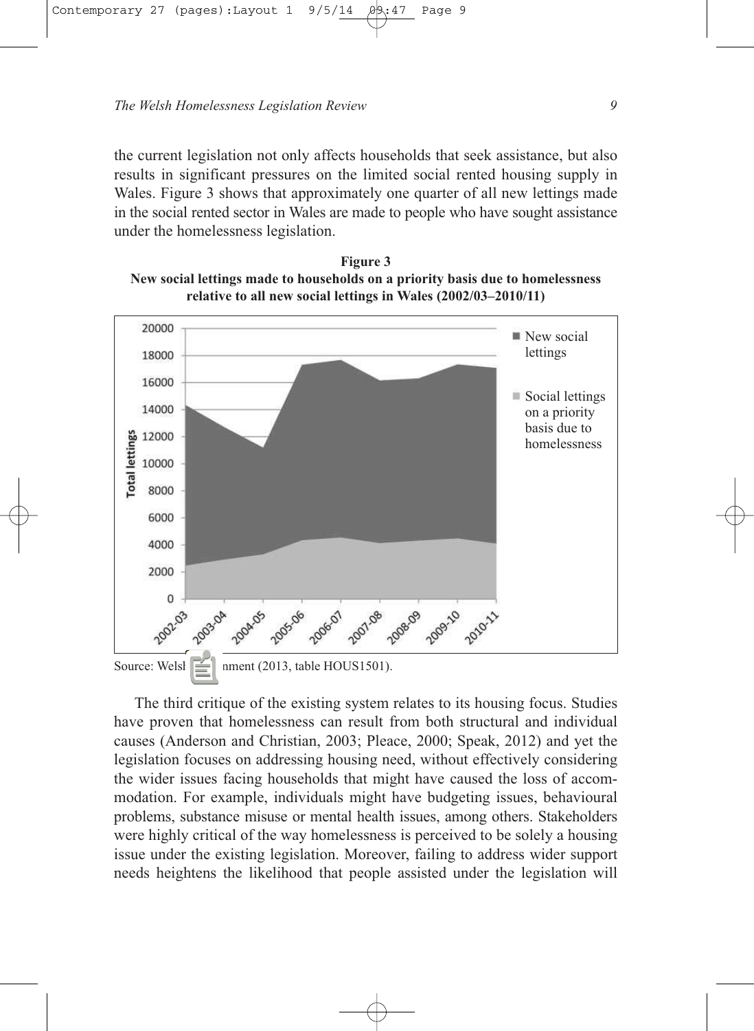the current legislation not only affects households that seek assistance, but also results in significant pressures on the limited social rented housing supply in Wales. Figure 3 shows that approximately one quarter of all new lettings made in the social rented sector in Wales are made to people who have sought assistance under the homelessness legislation.

**Figure 3**
**New social lettings made to households on a priority basis due to homelessness relative to all new social lettings in Wales (2002/03–2010/11)**

Source: Welsh Government (2013, table HOUS1501).

The third critique of the existing system relates to its housing focus. Studies have proven that homelessness can result from both structural and individual causes (Anderson and Christian, 2003; Pleace, 2000; Speak, 2012) and yet the legislation focuses on addressing housing need, without effectively considering the wider issues facing households that might have caused the loss of accommodation. For example, individuals might have budgeting issues, behavioural problems, substance misuse or mental health issues, among others. Stakeholders were highly critical of the way homelessness is perceived to be solely a housing issue under the existing legislation. Moreover, failing to address wider support needs heightens the likelihood that people assisted under the legislation will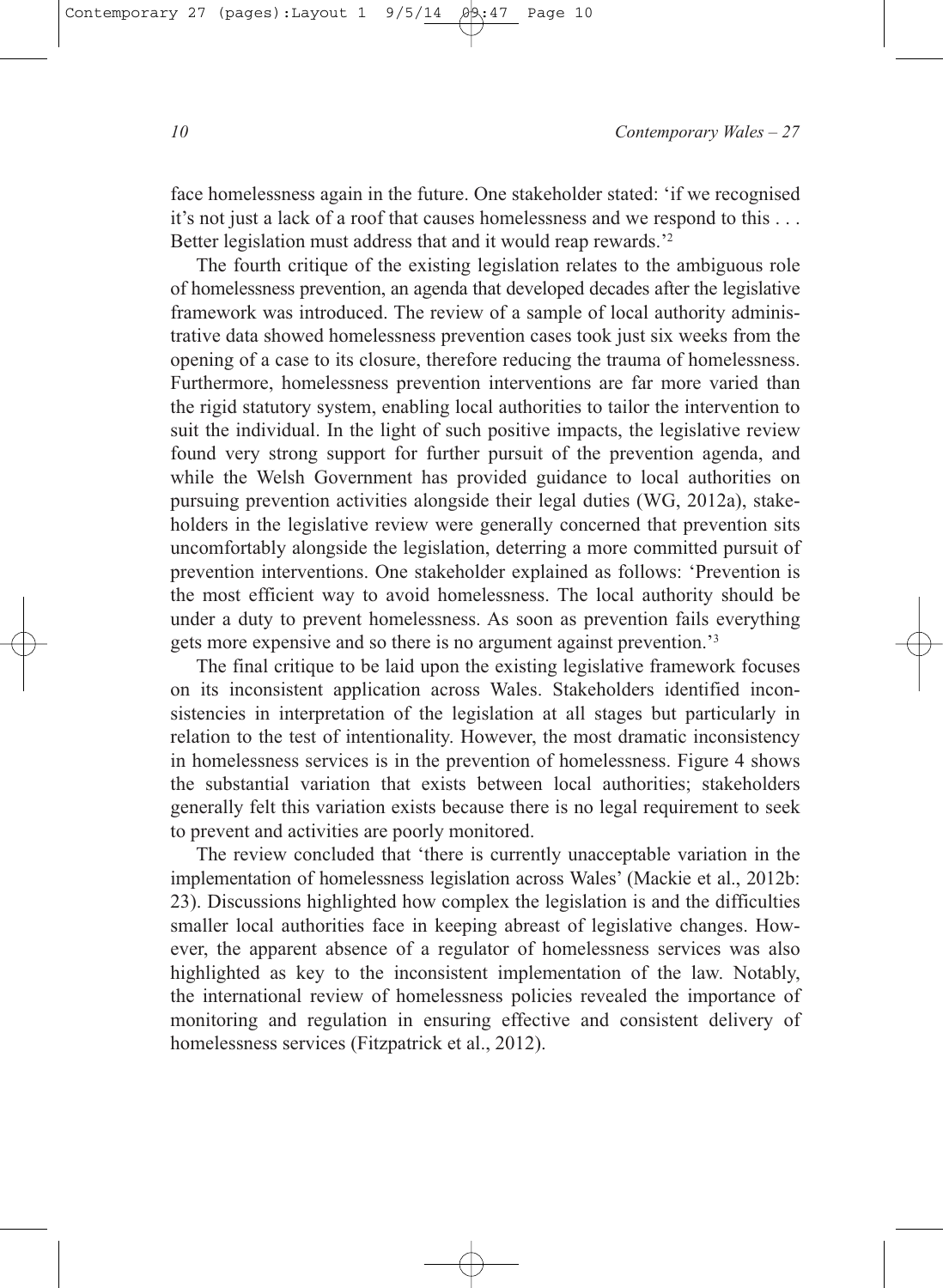face homelessness again in the future. One stakeholder stated: 'if we recognised it's not just a lack of a roof that causes homelessness and we respond to this . . . Better legislation must address that and it would reap rewards.'[2]

The fourth critique of the existing legislation relates to the ambiguous role of homelessness prevention, an agenda that developed decades after the legislative framework was introduced. The review of a sample of local authority administrative data showed homelessness prevention cases took just six weeks from the opening of a case to its closure, therefore reducing the trauma of homelessness. Furthermore, homelessness prevention interventions are far more varied than the rigid statutory system, enabling local authorities to tailor the intervention to suit the individual. In the light of such positive impacts, the legislative review found very strong support for further pursuit of the prevention agenda, and while the Welsh Government has provided guidance to local authorities on pursuing prevention activities alongside their legal duties (WG, 2012a), stakeholders in the legislative review were generally concerned that prevention sits uncomfortably alongside the legislation, deterring a more committed pursuit of prevention interventions. One stakeholder explained as follows: 'Prevention is the most efficient way to avoid homelessness. The local authority should be under a duty to prevent homelessness. As soon as prevention fails everything gets more expensive and so there is no argument against prevention.'[3]

The final critique to be laid upon the existing legislative framework focuses on its inconsistent application across Wales. Stakeholders identified inconsistencies in interpretation of the legislation at all stages but particularly in relation to the test of intentionality. However, the most dramatic inconsistency in homelessness services is in the prevention of homelessness. Figure 4 shows the substantial variation that exists between local authorities; stakeholders generally felt this variation exists because there is no legal requirement to seek to prevent and activities are poorly monitored.

The review concluded that 'there is currently unacceptable variation in the implementation of homelessness legislation across Wales' (Mackie et al., 2012b: 23). Discussions highlighted how complex the legislation is and the difficulties smaller local authorities face in keeping abreast of legislative changes. However, the apparent absence of a regulator of homelessness services was also highlighted as key to the inconsistent implementation of the law. Notably, the international review of homelessness policies revealed the importance of monitoring and regulation in ensuring effective and consistent delivery of homelessness services (Fitzpatrick et al., 2012).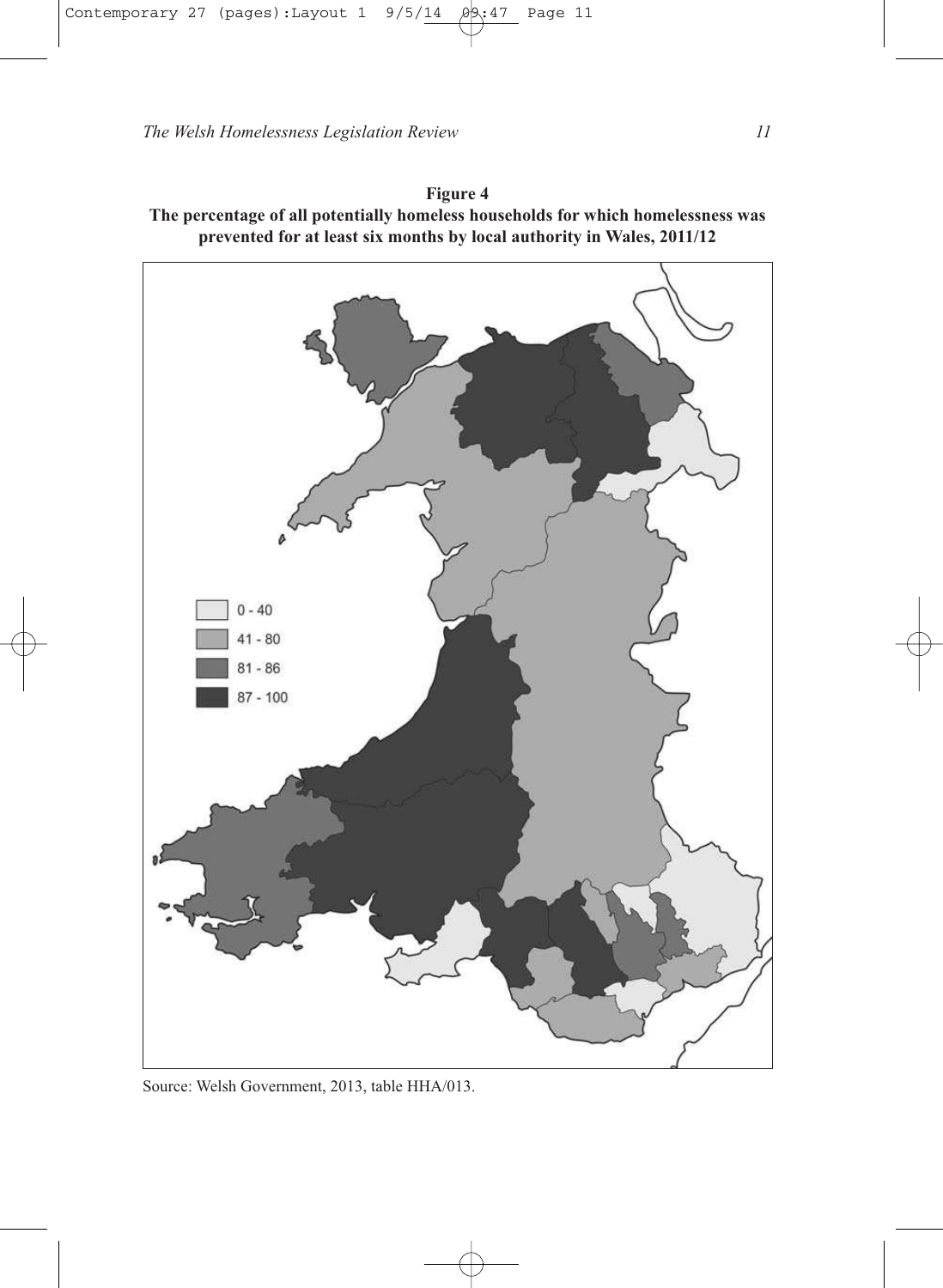**Figure 4**
**The percentage of all potentially homeless households for which homelessness was prevented for at least six months by local authority in Wales, 2011/12**

Source: Welsh Government, 2013, table HHA/013.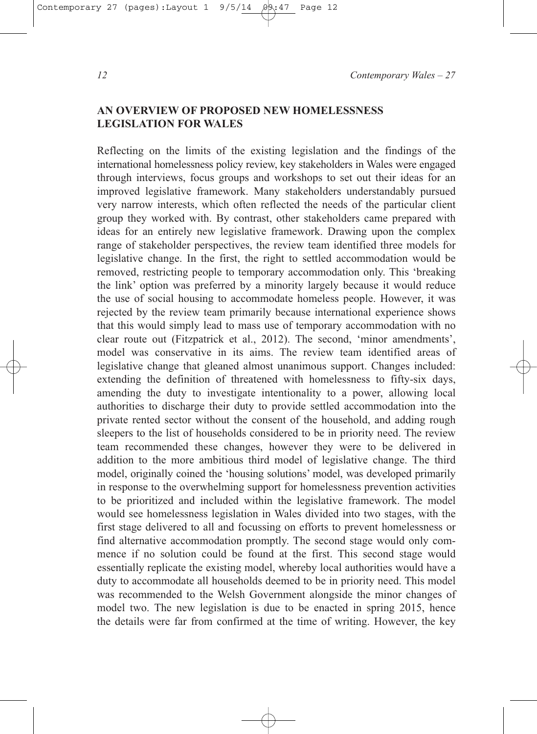## AN OVERVIEW OF PROPOSED NEW HOMELESSNESS LEGISLATION FOR WALES

Reflecting on the limits of the existing legislation and the findings of the international homelessness policy review, key stakeholders in Wales were engaged through interviews, focus groups and workshops to set out their ideas for an improved legislative framework. Many stakeholders understandably pursued very narrow interests, which often reflected the needs of the particular client group they worked with. By contrast, other stakeholders came prepared with ideas for an entirely new legislative framework. Drawing upon the complex range of stakeholder perspectives, the review team identified three models for legislative change. In the first, the right to settled accommodation would be removed, restricting people to temporary accommodation only. This 'breaking the link' option was preferred by a minority largely because it would reduce the use of social housing to accommodate homeless people. However, it was rejected by the review team primarily because international experience shows that this would simply lead to mass use of temporary accommodation with no clear route out (Fitzpatrick et al., 2012). The second, 'minor amendments', model was conservative in its aims. The review team identified areas of legislative change that gleaned almost unanimous support. Changes included: extending the definition of threatened with homelessness to fifty-six days, amending the duty to investigate intentionality to a power, allowing local authorities to discharge their duty to provide settled accommodation into the private rented sector without the consent of the household, and adding rough sleepers to the list of households considered to be in priority need. The review team recommended these changes, however they were to be delivered in addition to the more ambitious third model of legislative change. The third model, originally coined the 'housing solutions' model, was developed primarily in response to the overwhelming support for homelessness prevention activities to be prioritized and included within the legislative framework. The model would see homelessness legislation in Wales divided into two stages, with the first stage delivered to all and focussing on efforts to prevent homelessness or find alternative accommodation promptly. The second stage would only commence if no solution could be found at the first. This second stage would essentially replicate the existing model, whereby local authorities would have a duty to accommodate all households deemed to be in priority need. This model was recommended to the Welsh Government alongside the minor changes of model two. The new legislation is due to be enacted in spring 2015, hence the details were far from confirmed at the time of writing. However, the key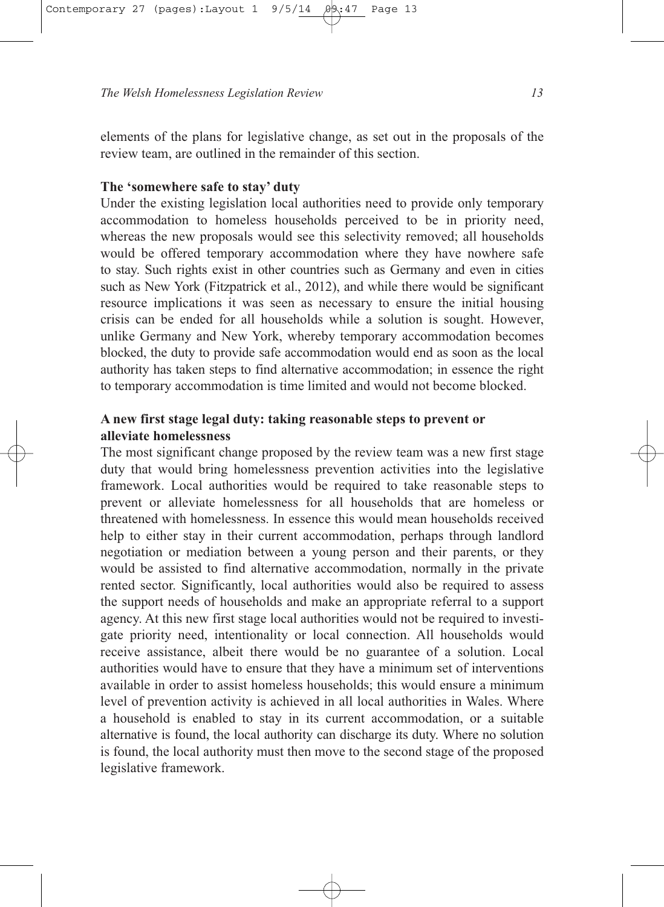elements of the plans for legislative change, as set out in the proposals of the review team, are outlined in the remainder of this section.

**The 'somewhere safe to stay' duty**

Under the existing legislation local authorities need to provide only temporary accommodation to homeless households perceived to be in priority need, whereas the new proposals would see this selectivity removed; all households would be offered temporary accommodation where they have nowhere safe to stay. Such rights exist in other countries such as Germany and even in cities such as New York (Fitzpatrick et al., 2012), and while there would be significant resource implications it was seen as necessary to ensure the initial housing crisis can be ended for all households while a solution is sought. However, unlike Germany and New York, whereby temporary accommodation becomes blocked, the duty to provide safe accommodation would end as soon as the local authority has taken steps to find alternative accommodation; in essence the right to temporary accommodation is time limited and would not become blocked.

**A new first stage legal duty: taking reasonable steps to prevent or alleviate homelessness**

The most significant change proposed by the review team was a new first stage duty that would bring homelessness prevention activities into the legislative framework. Local authorities would be required to take reasonable steps to prevent or alleviate homelessness for all households that are homeless or threatened with homelessness. In essence this would mean households received help to either stay in their current accommodation, perhaps through landlord negotiation or mediation between a young person and their parents, or they would be assisted to find alternative accommodation, normally in the private rented sector. Significantly, local authorities would also be required to assess the support needs of households and make an appropriate referral to a support agency. At this new first stage local authorities would not be required to investigate priority need, intentionality or local connection. All households would receive assistance, albeit there would be no guarantee of a solution. Local authorities would have to ensure that they have a minimum set of interventions available in order to assist homeless households; this would ensure a minimum level of prevention activity is achieved in all local authorities in Wales. Where a household is enabled to stay in its current accommodation, or a suitable alternative is found, the local authority can discharge its duty. Where no solution is found, the local authority must then move to the second stage of the proposed legislative framework.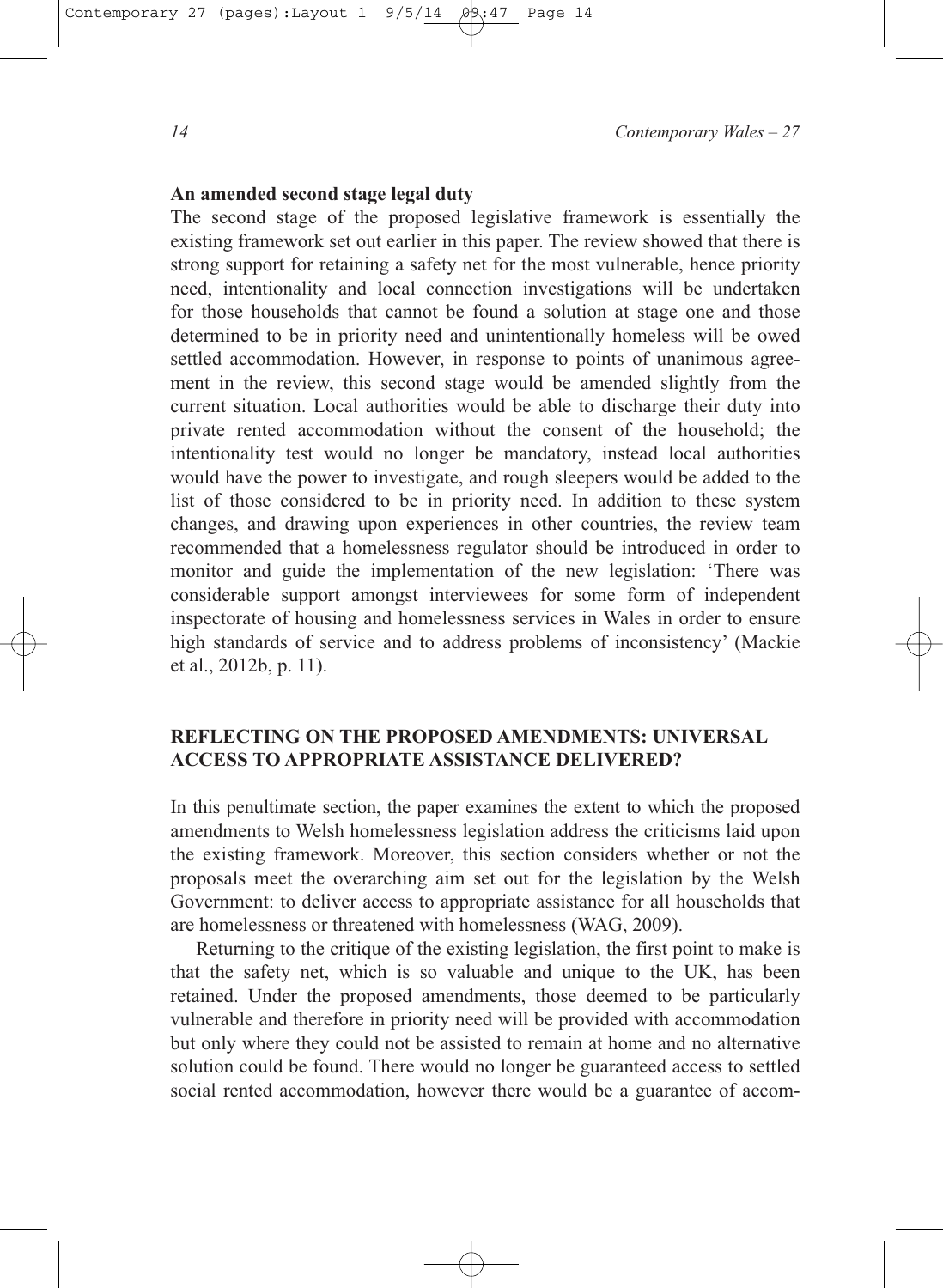**An amended second stage legal duty**

The second stage of the proposed legislative framework is essentially the existing framework set out earlier in this paper. The review showed that there is strong support for retaining a safety net for the most vulnerable, hence priority need, intentionality and local connection investigations will be undertaken for those households that cannot be found a solution at stage one and those determined to be in priority need and unintentionally homeless will be owed settled accommodation. However, in response to points of unanimous agreement in the review, this second stage would be amended slightly from the current situation. Local authorities would be able to discharge their duty into private rented accommodation without the consent of the household; the intentionality test would no longer be mandatory, instead local authorities would have the power to investigate, and rough sleepers would be added to the list of those considered to be in priority need. In addition to these system changes, and drawing upon experiences in other countries, the review team recommended that a homelessness regulator should be introduced in order to monitor and guide the implementation of the new legislation: 'There was considerable support amongst interviewees for some form of independent inspectorate of housing and homelessness services in Wales in order to ensure high standards of service and to address problems of inconsistency' (Mackie et al., 2012b, p. 11).

## REFLECTING ON THE PROPOSED AMENDMENTS: UNIVERSAL ACCESS TO APPROPRIATE ASSISTANCE DELIVERED?

In this penultimate section, the paper examines the extent to which the proposed amendments to Welsh homelessness legislation address the criticisms laid upon the existing framework. Moreover, this section considers whether or not the proposals meet the overarching aim set out for the legislation by the Welsh Government: to deliver access to appropriate assistance for all households that are homelessness or threatened with homelessness (WAG, 2009).

Returning to the critique of the existing legislation, the first point to make is that the safety net, which is so valuable and unique to the UK, has been retained. Under the proposed amendments, those deemed to be particularly vulnerable and therefore in priority need will be provided with accommodation but only where they could not be assisted to remain at home and no alternative solution could be found. There would no longer be guaranteed access to settled social rented accommodation, however there would be a guarantee of accom-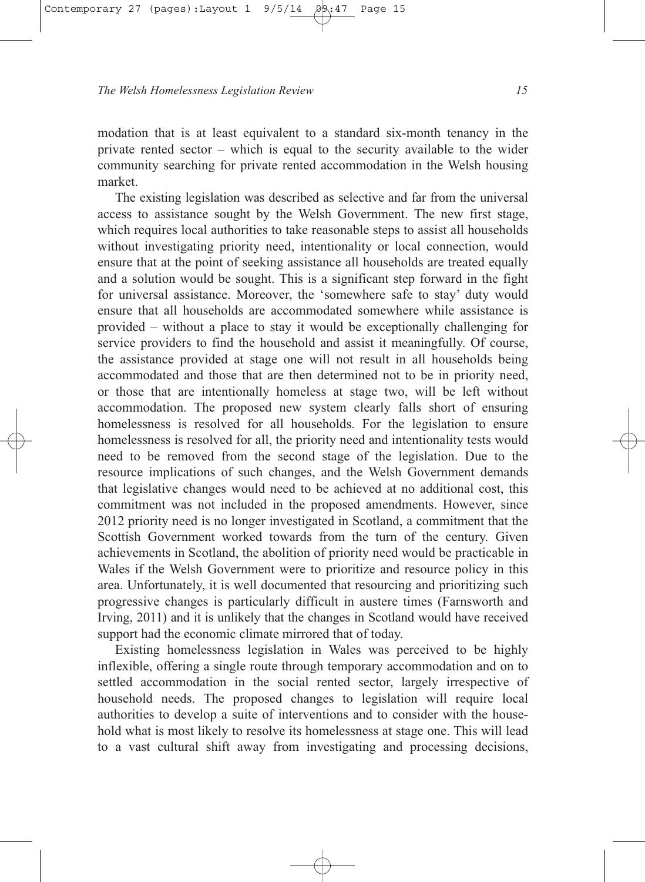modation that is at least equivalent to a standard six-month tenancy in the private rented sector – which is equal to the security available to the wider community searching for private rented accommodation in the Welsh housing market.

The existing legislation was described as selective and far from the universal access to assistance sought by the Welsh Government. The new first stage, which requires local authorities to take reasonable steps to assist all households without investigating priority need, intentionality or local connection, would ensure that at the point of seeking assistance all households are treated equally and a solution would be sought. This is a significant step forward in the fight for universal assistance. Moreover, the 'somewhere safe to stay' duty would ensure that all households are accommodated somewhere while assistance is provided – without a place to stay it would be exceptionally challenging for service providers to find the household and assist it meaningfully. Of course, the assistance provided at stage one will not result in all households being accommodated and those that are then determined not to be in priority need, or those that are intentionally homeless at stage two, will be left without accommodation. The proposed new system clearly falls short of ensuring homelessness is resolved for all households. For the legislation to ensure homelessness is resolved for all, the priority need and intentionality tests would need to be removed from the second stage of the legislation. Due to the resource implications of such changes, and the Welsh Government demands that legislative changes would need to be achieved at no additional cost, this commitment was not included in the proposed amendments. However, since 2012 priority need is no longer investigated in Scotland, a commitment that the Scottish Government worked towards from the turn of the century. Given achievements in Scotland, the abolition of priority need would be practicable in Wales if the Welsh Government were to prioritize and resource policy in this area. Unfortunately, it is well documented that resourcing and prioritizing such progressive changes is particularly difficult in austere times (Farnsworth and Irving, 2011) and it is unlikely that the changes in Scotland would have received support had the economic climate mirrored that of today.

Existing homelessness legislation in Wales was perceived to be highly inflexible, offering a single route through temporary accommodation and on to settled accommodation in the social rented sector, largely irrespective of household needs. The proposed changes to legislation will require local authorities to develop a suite of interventions and to consider with the household what is most likely to resolve its homelessness at stage one. This will lead to a vast cultural shift away from investigating and processing decisions,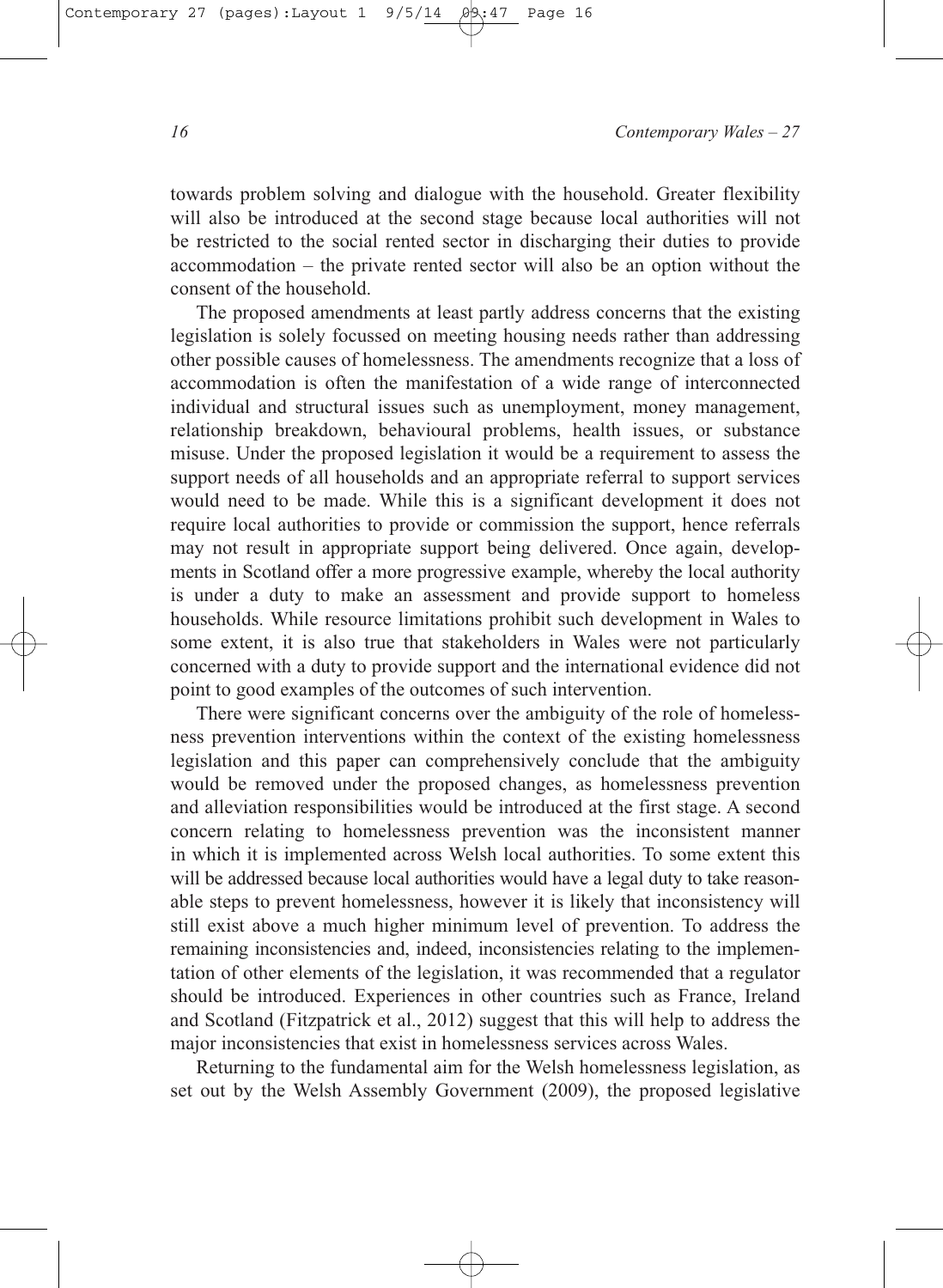towards problem solving and dialogue with the household. Greater flexibility will also be introduced at the second stage because local authorities will not be restricted to the social rented sector in discharging their duties to provide accommodation – the private rented sector will also be an option without the consent of the household.

The proposed amendments at least partly address concerns that the existing legislation is solely focussed on meeting housing needs rather than addressing other possible causes of homelessness. The amendments recognize that a loss of accommodation is often the manifestation of a wide range of interconnected individual and structural issues such as unemployment, money management, relationship breakdown, behavioural problems, health issues, or substance misuse. Under the proposed legislation it would be a requirement to assess the support needs of all households and an appropriate referral to support services would need to be made. While this is a significant development it does not require local authorities to provide or commission the support, hence referrals may not result in appropriate support being delivered. Once again, developments in Scotland offer a more progressive example, whereby the local authority is under a duty to make an assessment and provide support to homeless households. While resource limitations prohibit such development in Wales to some extent, it is also true that stakeholders in Wales were not particularly concerned with a duty to provide support and the international evidence did not point to good examples of the outcomes of such intervention.

There were significant concerns over the ambiguity of the role of homelessness prevention interventions within the context of the existing homelessness legislation and this paper can comprehensively conclude that the ambiguity would be removed under the proposed changes, as homelessness prevention and alleviation responsibilities would be introduced at the first stage. A second concern relating to homelessness prevention was the inconsistent manner in which it is implemented across Welsh local authorities. To some extent this will be addressed because local authorities would have a legal duty to take reasonable steps to prevent homelessness, however it is likely that inconsistency will still exist above a much higher minimum level of prevention. To address the remaining inconsistencies and, indeed, inconsistencies relating to the implementation of other elements of the legislation, it was recommended that a regulator should be introduced. Experiences in other countries such as France, Ireland and Scotland (Fitzpatrick et al., 2012) suggest that this will help to address the major inconsistencies that exist in homelessness services across Wales.

Returning to the fundamental aim for the Welsh homelessness legislation, as set out by the Welsh Assembly Government (2009), the proposed legislative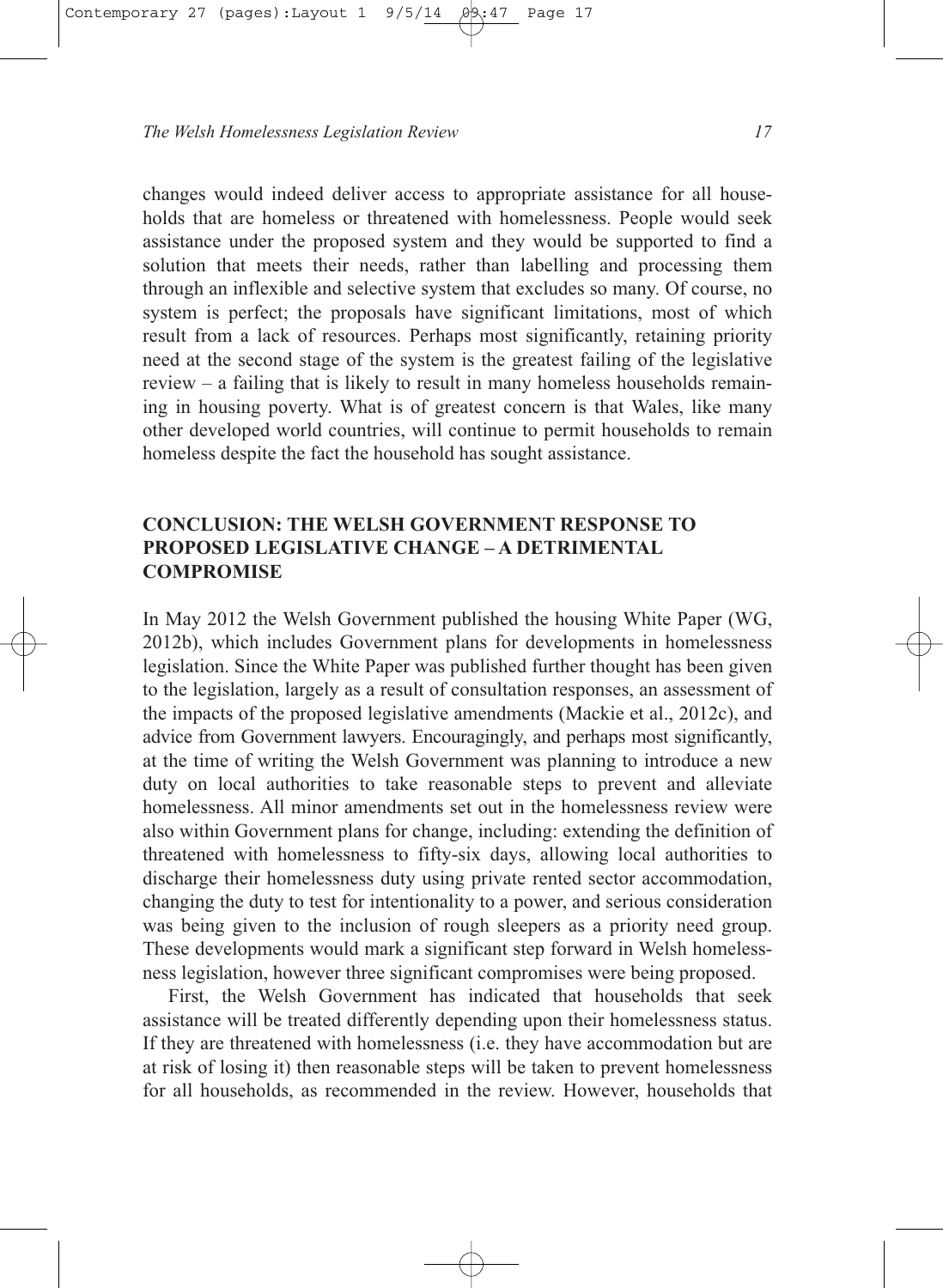changes would indeed deliver access to appropriate assistance for all households that are homeless or threatened with homelessness. People would seek assistance under the proposed system and they would be supported to find a solution that meets their needs, rather than labelling and processing them through an inflexible and selective system that excludes so many. Of course, no system is perfect; the proposals have significant limitations, most of which result from a lack of resources. Perhaps most significantly, retaining priority need at the second stage of the system is the greatest failing of the legislative review – a failing that is likely to result in many homeless households remaining in housing poverty. What is of greatest concern is that Wales, like many other developed world countries, will continue to permit households to remain homeless despite the fact the household has sought assistance.

## CONCLUSION: THE WELSH GOVERNMENT RESPONSE TO PROPOSED LEGISLATIVE CHANGE – A DETRIMENTAL COMPROMISE

In May 2012 the Welsh Government published the housing White Paper (WG, 2012b), which includes Government plans for developments in homelessness legislation. Since the White Paper was published further thought has been given to the legislation, largely as a result of consultation responses, an assessment of the impacts of the proposed legislative amendments (Mackie et al., 2012c), and advice from Government lawyers. Encouragingly, and perhaps most significantly, at the time of writing the Welsh Government was planning to introduce a new duty on local authorities to take reasonable steps to prevent and alleviate homelessness. All minor amendments set out in the homelessness review were also within Government plans for change, including: extending the definition of threatened with homelessness to fifty-six days, allowing local authorities to discharge their homelessness duty using private rented sector accommodation, changing the duty to test for intentionality to a power, and serious consideration was being given to the inclusion of rough sleepers as a priority need group. These developments would mark a significant step forward in Welsh homelessness legislation, however three significant compromises were being proposed.

First, the Welsh Government has indicated that households that seek assistance will be treated differently depending upon their homelessness status. If they are threatened with homelessness (i.e. they have accommodation but are at risk of losing it) then reasonable steps will be taken to prevent homelessness for all households, as recommended in the review. However, households that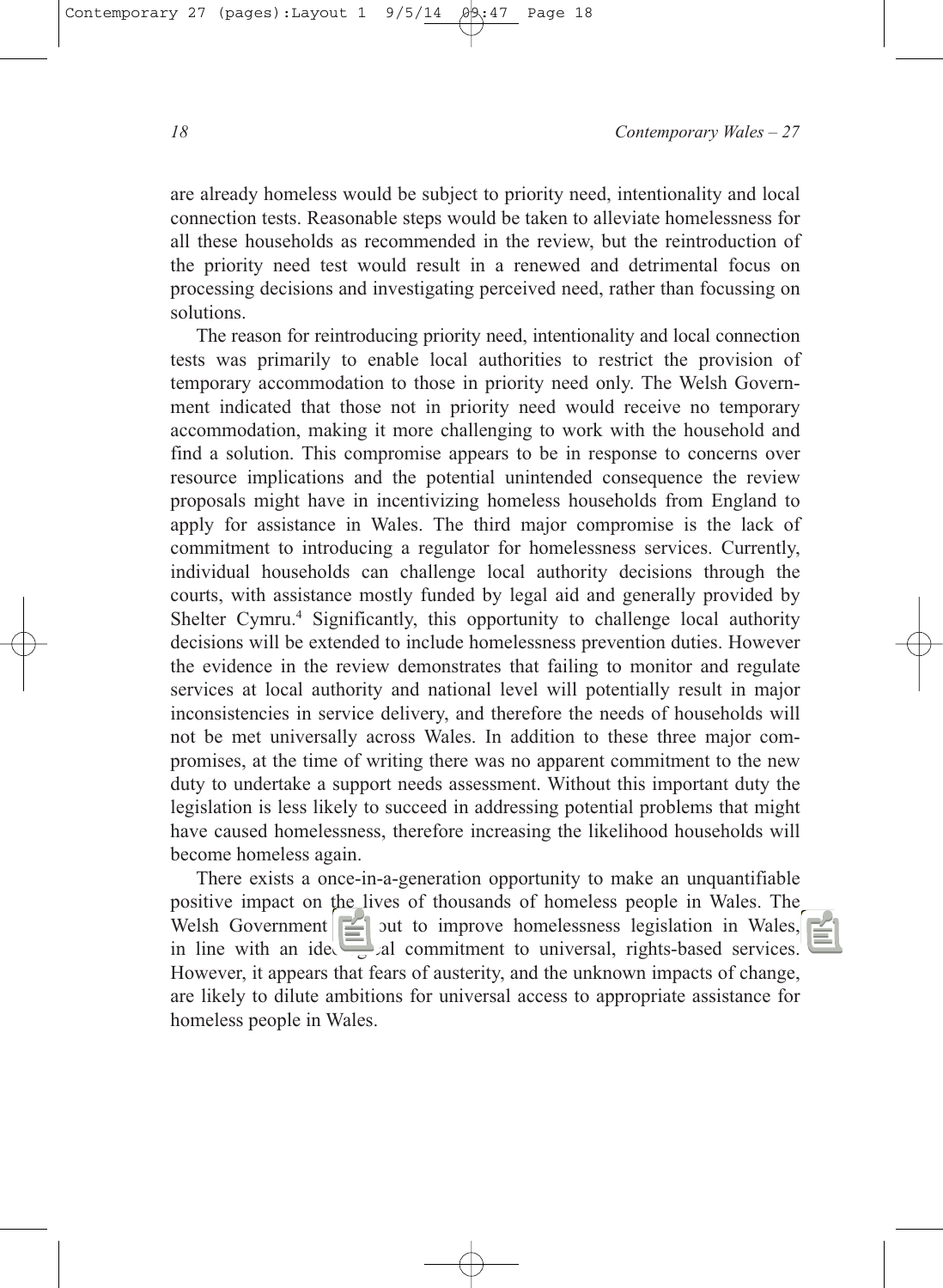are already homeless would be subject to priority need, intentionality and local connection tests. Reasonable steps would be taken to alleviate homelessness for all these households as recommended in the review, but the reintroduction of the priority need test would result in a renewed and detrimental focus on processing decisions and investigating perceived need, rather than focussing on solutions.

The reason for reintroducing priority need, intentionality and local connection tests was primarily to enable local authorities to restrict the provision of temporary accommodation to those in priority need only. The Welsh Government indicated that those not in priority need would receive no temporary accommodation, making it more challenging to work with the household and find a solution. This compromise appears to be in response to concerns over resource implications and the potential unintended consequence the review proposals might have in incentivizing homeless households from England to apply for assistance in Wales. The third major compromise is the lack of commitment to introducing a regulator for homelessness services. Currently, individual households can challenge local authority decisions through the courts, with assistance mostly funded by legal aid and generally provided by Shelter Cymru.[4] Significantly, this opportunity to challenge local authority decisions will be extended to include homelessness prevention duties. However the evidence in the review demonstrates that failing to monitor and regulate services at local authority and national level will potentially result in major inconsistencies in service delivery, and therefore the needs of households will not be met universally across Wales. In addition to these three major compromises, at the time of writing there was no apparent commitment to the new duty to undertake a support needs assessment. Without this important duty the legislation is less likely to succeed in addressing potential problems that might have caused homelessness, therefore increasing the likelihood households will become homeless again.

There exists a once-in-a-generation opportunity to make an unquantifiable positive impact on the lives of thousands of homeless people in Wales. The Welsh Government set out to improve homelessness legislation in Wales, in line with an ideological commitment to universal, rights-based services. However, it appears that fears of austerity, and the unknown impacts of change, are likely to dilute ambitions for universal access to appropriate assistance for homeless people in Wales.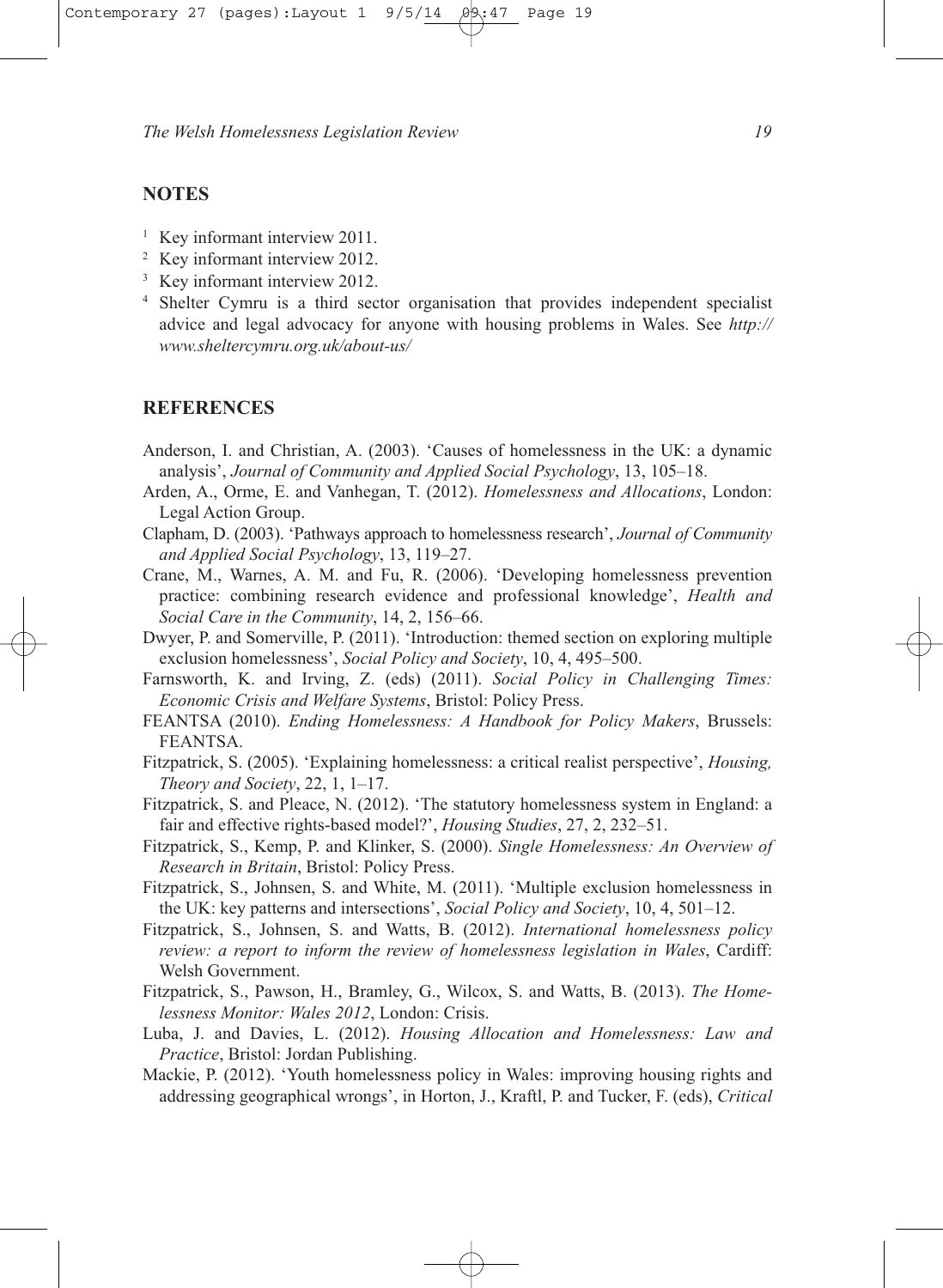## NOTES

[1] Key informant interview 2011.

[2] Key informant interview 2012.

[3] Key informant interview 2012.

[4] Shelter Cymru is a third sector organisation that provides independent specialist advice and legal advocacy for anyone with housing problems in Wales. See *http://www.sheltercymru.org.uk/about-us/*

## REFERENCES

Anderson, I. and Christian, A. (2003). 'Causes of homelessness in the UK: a dynamic analysis', *Journal of Community and Applied Social Psychology*, 13, 105–18.

Arden, A., Orme, E. and Vanhegan, T. (2012). *Homelessness and Allocations*, London: Legal Action Group.

Clapham, D. (2003). 'Pathways approach to homelessness research', *Journal of Community and Applied Social Psychology*, 13, 119–27.

Crane, M., Warnes, A. M. and Fu, R. (2006). 'Developing homelessness prevention practice: combining research evidence and professional knowledge', *Health and Social Care in the Community*, 14, 2, 156–66.

Dwyer, P. and Somerville, P. (2011). 'Introduction: themed section on exploring multiple exclusion homelessness', *Social Policy and Society*, 10, 4, 495–500.

Farnsworth, K. and Irving, Z. (eds) (2011). *Social Policy in Challenging Times: Economic Crisis and Welfare Systems*, Bristol: Policy Press.

FEANTSA (2010). *Ending Homelessness: A Handbook for Policy Makers*, Brussels: FEANTSA.

Fitzpatrick, S. (2005). 'Explaining homelessness: a critical realist perspective', *Housing, Theory and Society*, 22, 1, 1–17.

Fitzpatrick, S. and Pleace, N. (2012). 'The statutory homelessness system in England: a fair and effective rights-based model?', *Housing Studies*, 27, 2, 232–51.

Fitzpatrick, S., Kemp, P. and Klinker, S. (2000). *Single Homelessness: An Overview of Research in Britain*, Bristol: Policy Press.

Fitzpatrick, S., Johnsen, S. and White, M. (2011). 'Multiple exclusion homelessness in the UK: key patterns and intersections', *Social Policy and Society*, 10, 4, 501–12.

Fitzpatrick, S., Johnsen, S. and Watts, B. (2012). *International homelessness policy review: a report to inform the review of homelessness legislation in Wales*, Cardiff: Welsh Government.

Fitzpatrick, S., Pawson, H., Bramley, G., Wilcox, S. and Watts, B. (2013). *The Homelessness Monitor: Wales 2012*, London: Crisis.

Luba, J. and Davies, L. (2012). *Housing Allocation and Homelessness: Law and Practice*, Bristol: Jordan Publishing.

Mackie, P. (2012). 'Youth homelessness policy in Wales: improving housing rights and addressing geographical wrongs', in Horton, J., Kraftl, P. and Tucker, F. (eds), *Critical*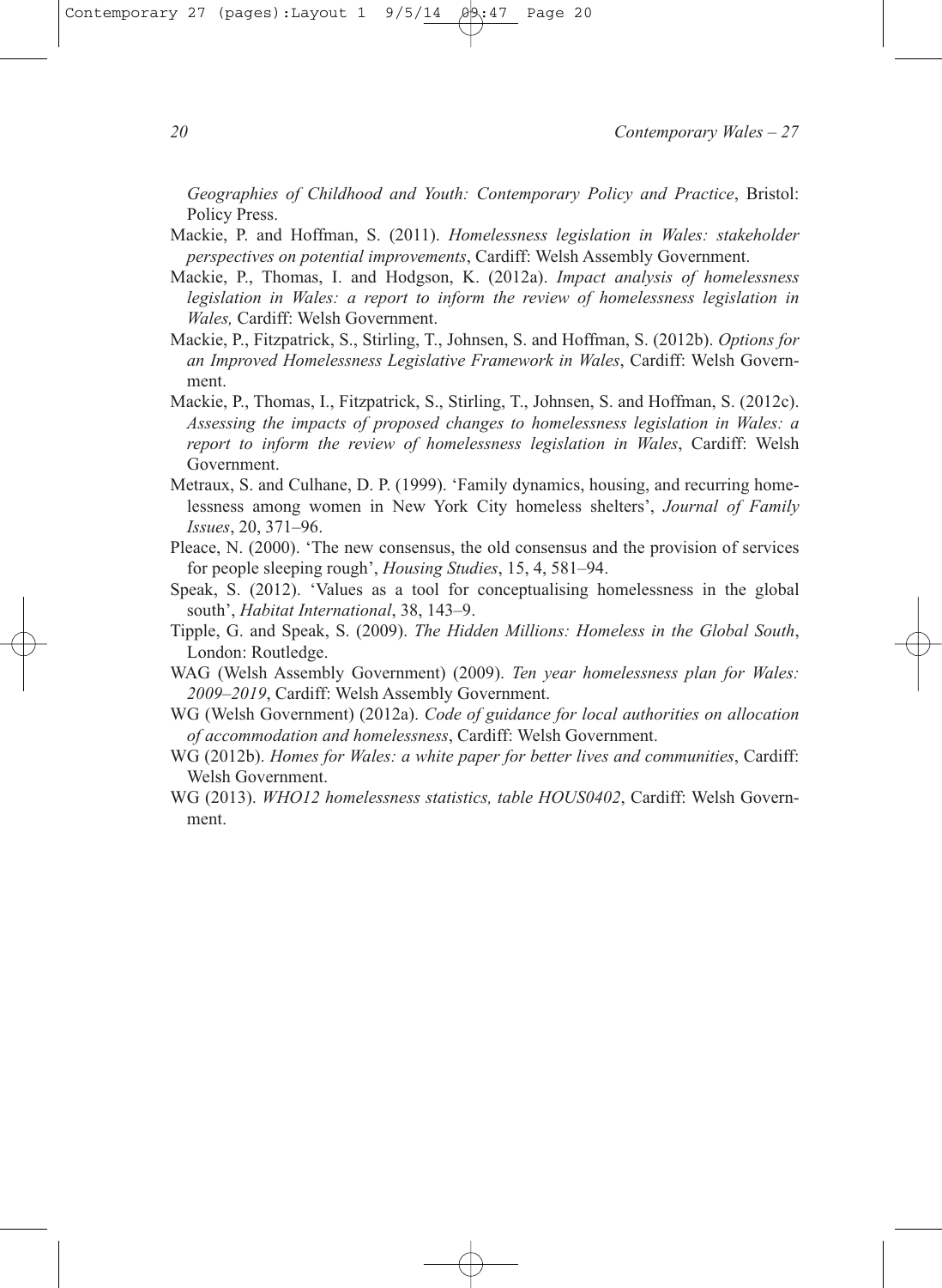*Geographies of Childhood and Youth: Contemporary Policy and Practice*, Bristol: Policy Press.

Mackie, P. and Hoffman, S. (2011). *Homelessness legislation in Wales: stakeholder perspectives on potential improvements*, Cardiff: Welsh Assembly Government.

Mackie, P., Thomas, I. and Hodgson, K. (2012a). *Impact analysis of homelessness legislation in Wales: a report to inform the review of homelessness legislation in Wales,* Cardiff: Welsh Government.

Mackie, P., Fitzpatrick, S., Stirling, T., Johnsen, S. and Hoffman, S. (2012b). *Options for an Improved Homelessness Legislative Framework in Wales*, Cardiff: Welsh Government.

Mackie, P., Thomas, I., Fitzpatrick, S., Stirling, T., Johnsen, S. and Hoffman, S. (2012c). *Assessing the impacts of proposed changes to homelessness legislation in Wales: a report to inform the review of homelessness legislation in Wales*, Cardiff: Welsh Government.

Metraux, S. and Culhane, D. P. (1999). 'Family dynamics, housing, and recurring homelessness among women in New York City homeless shelters', *Journal of Family Issues*, 20, 371–96.

Pleace, N. (2000). 'The new consensus, the old consensus and the provision of services for people sleeping rough', *Housing Studies*, 15, 4, 581–94.

Speak, S. (2012). 'Values as a tool for conceptualising homelessness in the global south', *Habitat International*, 38, 143–9.

Tipple, G. and Speak, S. (2009). *The Hidden Millions: Homeless in the Global South*, London: Routledge.

WAG (Welsh Assembly Government) (2009). *Ten year homelessness plan for Wales: 2009–2019*, Cardiff: Welsh Assembly Government.

WG (Welsh Government) (2012a). *Code of guidance for local authorities on allocation of accommodation and homelessness*, Cardiff: Welsh Government.

WG (2012b). *Homes for Wales: a white paper for better lives and communities*, Cardiff: Welsh Government.

WG (2013). *WHO12 homelessness statistics, table HOUS0402*, Cardiff: Welsh Government.